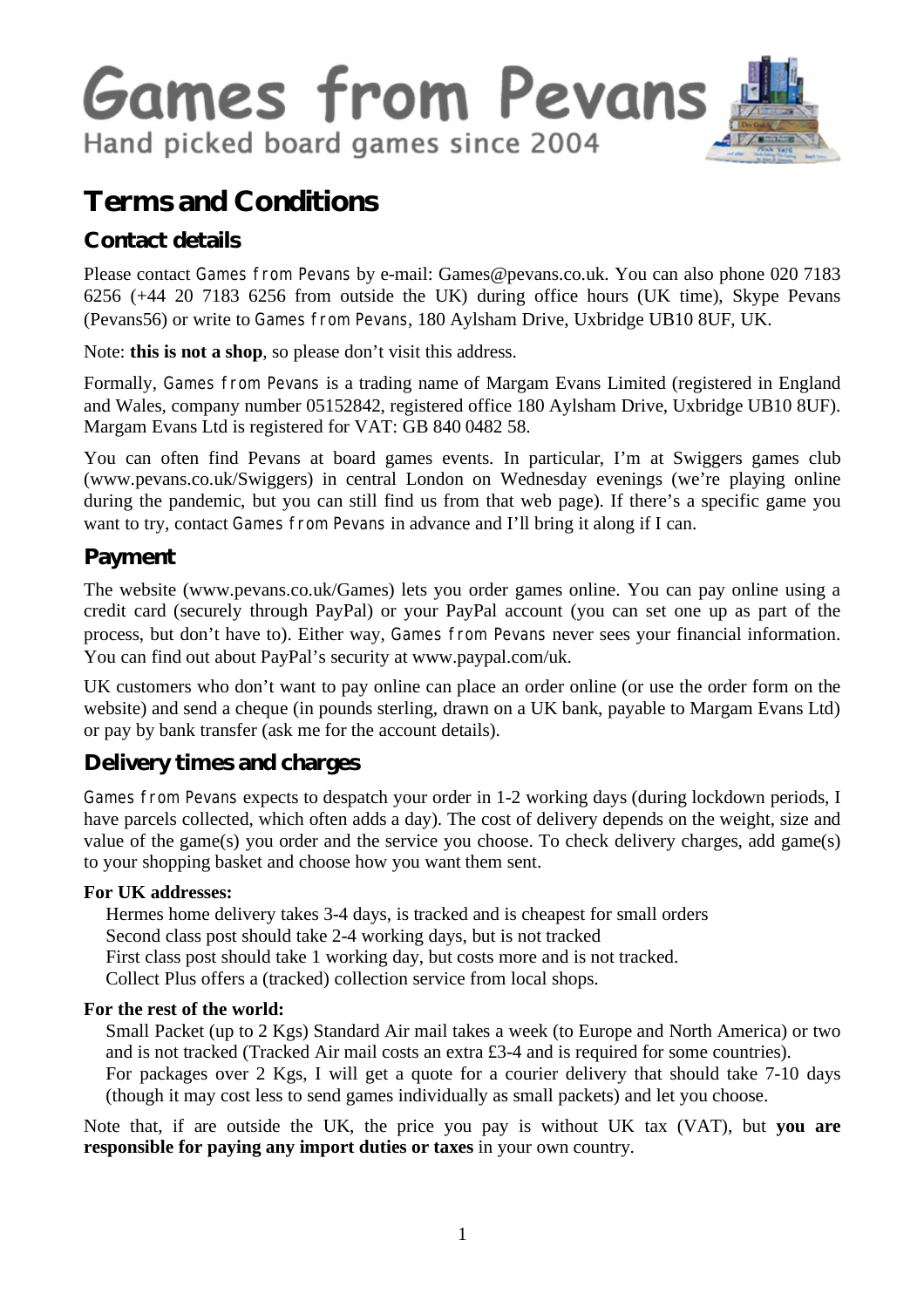# Games from Pevans

Hand picked board games since 2004

# Terms and Conditions

## Contact details

Please contact Games from Pevans by e-mail: Games@pevans.co.uk. You can also phone 020 7183 6256 (+44 20 7183 6256 from outside the UK) during office hours (UK time), Skype Pevans (Pevans56) or write to Games from Pevans, 180 Aylsham Drive, Uxbridge UB10 8UF, UK.

Note: **this is not a shop**, so please don't visit this address.

Formally, Games from Pevans is a trading name of Margam Evans Limited (registered in England and Wales, company number 05152842, registered office 180 Aylsham Drive, Uxbridge UB10 8UF). Margam Evans Ltd is registered for VAT: GB 840 0482 58.

You can often find Pevans at board games events. In particular, I'm at Swiggers games club (www.pevans.co.uk/Swiggers) in central London on Wednesday evenings (we're playing online during the pandemic, but you can still find us from that web page). If there's a specific game you want to try, contact Games from Pevans in advance and I'll bring it along if I can.

## Payment

The website (www.pevans.co.uk/Games) lets you order games online. You can pay online using a credit card (securely through PayPal) or your PayPal account (you can set one up as part of the process, but don't have to). Either way, Games from Pevans never sees your financial information. You can find out about PayPal's security at www.paypal.com/uk.

UK customers who don't want to pay online can place an order online (or use the order form on the website) and send a cheque (in pounds sterling, drawn on a UK bank, payable to Margam Evans Ltd) or pay by bank transfer (ask me for the account details).

## Delivery times and charges

Games from Pevans expects to despatch your order in 1-2 working days (during lockdown periods, I have parcels collected, which often adds a day). The cost of delivery depends on the weight, size and value of the game(s) you order and the service you choose. To check delivery charges, add game(s) to your shopping basket and choose how you want them sent.

**For UK addresses:**

Hermes home delivery takes 3-4 days, is tracked and is cheapest for small orders
Second class post should take 2-4 working days, but is not tracked
First class post should take 1 working day, but costs more and is not tracked.
Collect Plus offers a (tracked) collection service from local shops.

**For the rest of the world:**

Small Packet (up to 2 Kgs) Standard Air mail takes a week (to Europe and North America) or two and is not tracked (Tracked Air mail costs an extra £3-4 and is required for some countries).
For packages over 2 Kgs, I will get a quote for a courier delivery that should take 7-10 days (though it may cost less to send games individually as small packets) and let you choose.

Note that, if are outside the UK, the price you pay is without UK tax (VAT), but **you are responsible for paying any import duties or taxes** in your own country.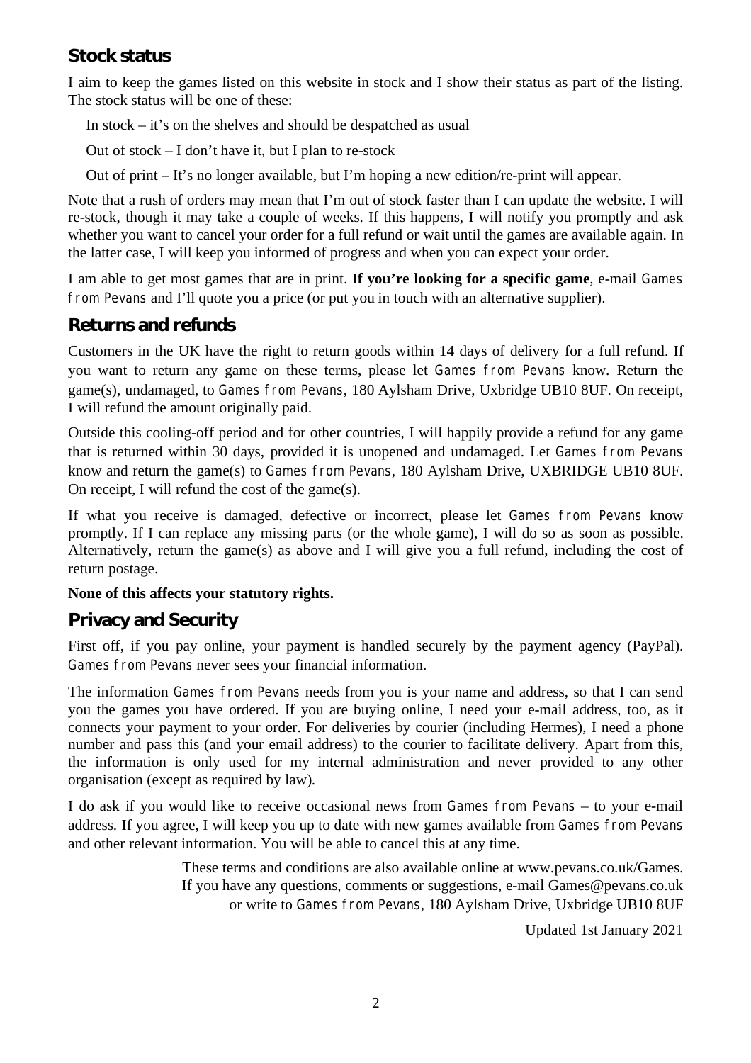## Stock status

I aim to keep the games listed on this website in stock and I show their status as part of the listing. The stock status will be one of these:

In stock – it's on the shelves and should be despatched as usual

Out of stock – I don't have it, but I plan to re-stock

Out of print – It's no longer available, but I'm hoping a new edition/re-print will appear.

Note that a rush of orders may mean that I'm out of stock faster than I can update the website. I will re-stock, though it may take a couple of weeks. If this happens, I will notify you promptly and ask whether you want to cancel your order for a full refund or wait until the games are available again. In the latter case, I will keep you informed of progress and when you can expect your order.

I am able to get most games that are in print. **If you're looking for a specific game**, e-mail Games from Pevans and I'll quote you a price (or put you in touch with an alternative supplier).

## Returns and refunds

Customers in the UK have the right to return goods within 14 days of delivery for a full refund. If you want to return any game on these terms, please let Games from Pevans know. Return the game(s), undamaged, to Games from Pevans, 180 Aylsham Drive, Uxbridge UB10 8UF. On receipt, I will refund the amount originally paid.

Outside this cooling-off period and for other countries, I will happily provide a refund for any game that is returned within 30 days, provided it is unopened and undamaged. Let Games from Pevans know and return the game(s) to Games from Pevans, 180 Aylsham Drive, UXBRIDGE UB10 8UF. On receipt, I will refund the cost of the game(s).

If what you receive is damaged, defective or incorrect, please let Games from Pevans know promptly. If I can replace any missing parts (or the whole game), I will do so as soon as possible. Alternatively, return the game(s) as above and I will give you a full refund, including the cost of return postage.

**None of this affects your statutory rights.**

## Privacy and Security

First off, if you pay online, your payment is handled securely by the payment agency (PayPal). Games from Pevans never sees your financial information.

The information Games from Pevans needs from you is your name and address, so that I can send you the games you have ordered. If you are buying online, I need your e-mail address, too, as it connects your payment to your order. For deliveries by courier (including Hermes), I need a phone number and pass this (and your email address) to the courier to facilitate delivery. Apart from this, the information is only used for my internal administration and never provided to any other organisation (except as required by law).

I do ask if you would like to receive occasional news from Games from Pevans – to your e-mail address. If you agree, I will keep you up to date with new games available from Games from Pevans and other relevant information. You will be able to cancel this at any time.

These terms and conditions are also available online at www.pevans.co.uk/Games.
If you have any questions, comments or suggestions, e-mail Games@pevans.co.uk
or write to Games from Pevans, 180 Aylsham Drive, Uxbridge UB10 8UF

Updated 1st January 2021